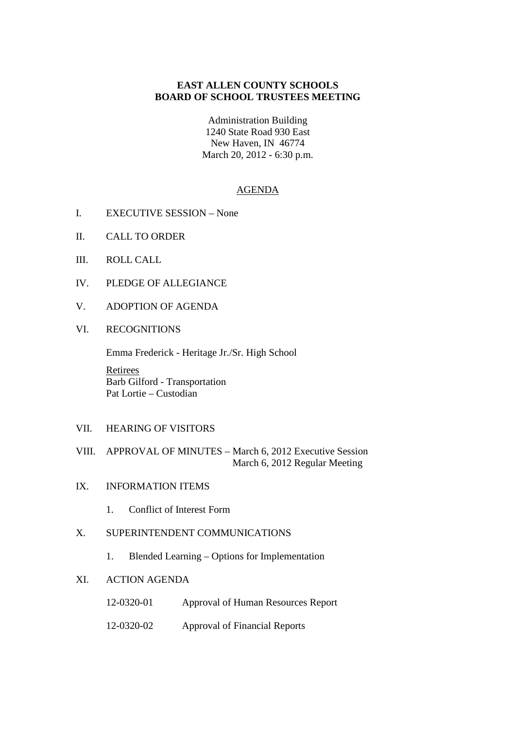**EAST ALLEN COUNTY SCHOOLS**
**BOARD OF SCHOOL TRUSTEES MEETING**

Administration Building
1240 State Road 930 East
New Haven, IN 46774
March 20, 2012 - 6:30 p.m.

AGENDA

I. EXECUTIVE SESSION – None

II. CALL TO ORDER

III. ROLL CALL

IV. PLEDGE OF ALLEGIANCE

V. ADOPTION OF AGENDA

VI. RECOGNITIONS

Emma Frederick - Heritage Jr./Sr. High School

Retirees
Barb Gilford - Transportation
Pat Lortie – Custodian

VII. HEARING OF VISITORS

VIII. APPROVAL OF MINUTES – March 6, 2012 Executive Session
March 6, 2012 Regular Meeting

IX. INFORMATION ITEMS

1. Conflict of Interest Form

X. SUPERINTENDENT COMMUNICATIONS

1. Blended Learning – Options for Implementation

XI. ACTION AGENDA

12-0320-01 Approval of Human Resources Report

12-0320-02 Approval of Financial Reports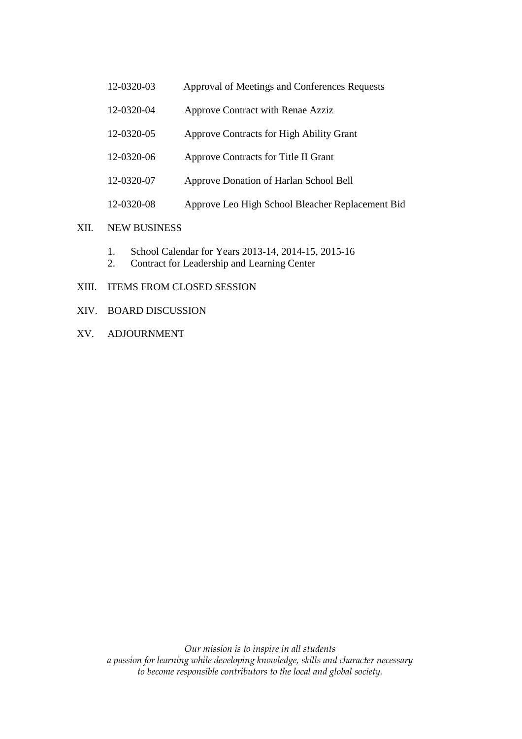12-0320-03 Approval of Meetings and Conferences Requests

12-0320-04 Approve Contract with Renae Azziz

12-0320-05 Approve Contracts for High Ability Grant

12-0320-06 Approve Contracts for Title II Grant

12-0320-07 Approve Donation of Harlan School Bell

12-0320-08 Approve Leo High School Bleacher Replacement Bid

XII. NEW BUSINESS

1. School Calendar for Years 2013-14, 2014-15, 2015-16
2. Contract for Leadership and Learning Center

XIII. ITEMS FROM CLOSED SESSION

XIV. BOARD DISCUSSION

XV. ADJOURNMENT

*Our mission is to inspire in all students*
*a passion for learning while developing knowledge, skills and character necessary*
*to become responsible contributors to the local and global society.*